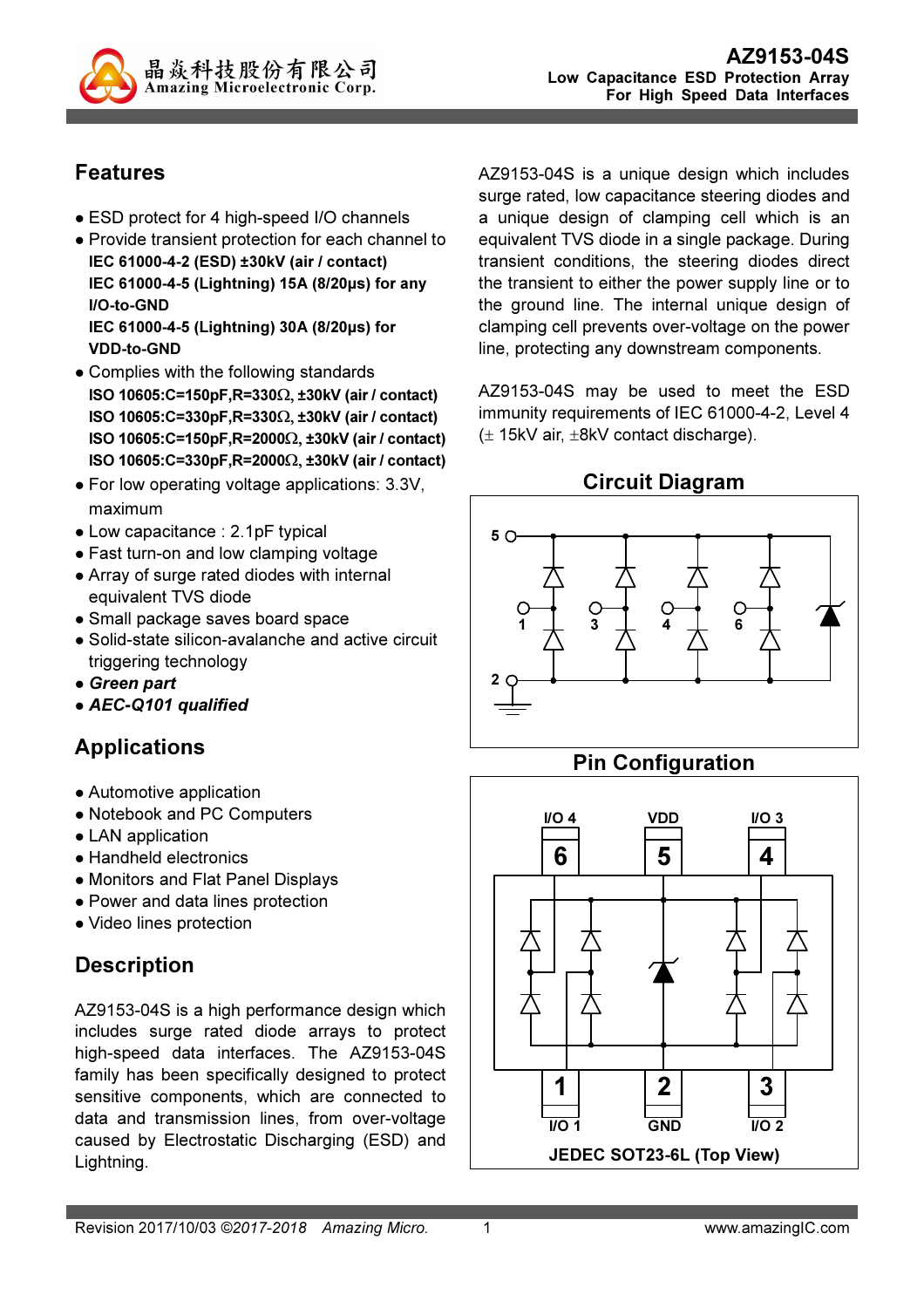晶焱科技股份有限公司
Amazing Microelectronic Corp.

# AZ9153-04S

**Low Capacitance ESD Protection Array For High Speed Data Interfaces**

## Features

- ESD protect for 4 high-speed I/O channels
- Provide transient protection for each channel to
  **IEC 61000-4-2 (ESD) ±30kV (air / contact)**
  **IEC 61000-4-5 (Lightning) 15A (8/20μs) for any I/O-to-GND**
  **IEC 61000-4-5 (Lightning) 30A (8/20μs) for VDD-to-GND**
- Complies with the following standards
  **ISO 10605:C=150pF,R=330Ω, ±30kV (air / contact)**
  **ISO 10605:C=330pF,R=330Ω, ±30kV (air / contact)**
  **ISO 10605:C=150pF,R=2000Ω, ±30kV (air / contact)**
  **ISO 10605:C=330pF,R=2000Ω, ±30kV (air / contact)**
- For low operating voltage applications: 3.3V, maximum
- Low capacitance : 2.1pF typical
- Fast turn-on and low clamping voltage
- Array of surge rated diodes with internal equivalent TVS diode
- Small package saves board space
- Solid-state silicon-avalanche and active circuit triggering technology
- ***Green part***
- ***AEC-Q101 qualified***

## Applications

- Automotive application
- Notebook and PC Computers
- LAN application
- Handheld electronics
- Monitors and Flat Panel Displays
- Power and data lines protection
- Video lines protection

## Description

AZ9153-04S is a high performance design which includes surge rated diode arrays to protect high-speed data interfaces. The AZ9153-04S family has been specifically designed to protect sensitive components, which are connected to data and transmission lines, from over-voltage caused by Electrostatic Discharging (ESD) and Lightning.

AZ9153-04S is a unique design which includes surge rated, low capacitance steering diodes and a unique design of clamping cell which is an equivalent TVS diode in a single package. During transient conditions, the steering diodes direct the transient to either the power supply line or to the ground line. The internal unique design of clamping cell prevents over-voltage on the power line, protecting any downstream components.

AZ9153-04S may be used to meet the ESD immunity requirements of IEC 61000-4-2, Level 4 (± 15kV air, ±8kV contact discharge).

## Circuit Diagram

## Pin Configuration

JEDEC SOT23-6L (Top View)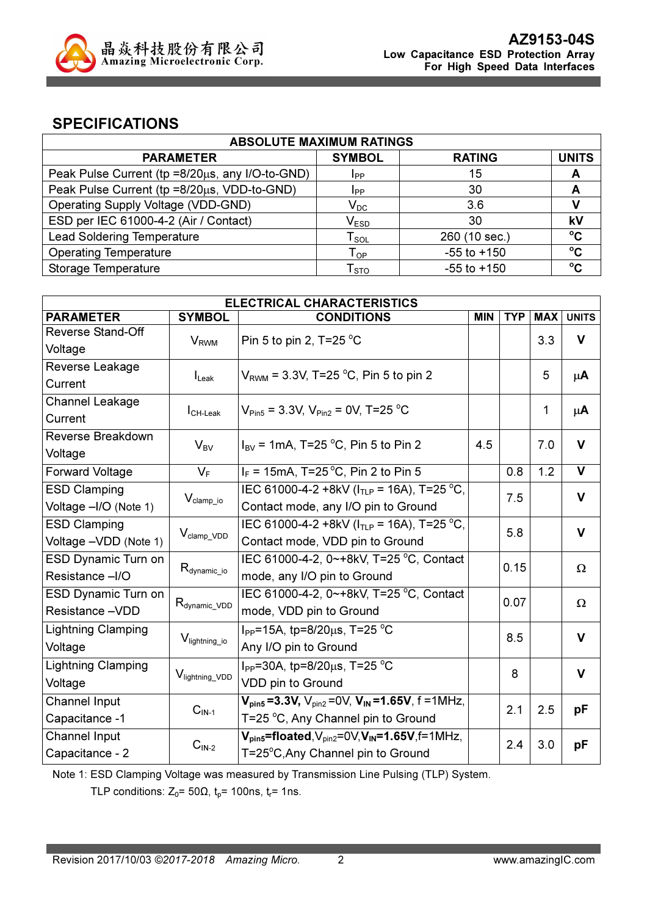## SPECIFICATIONS

| ABSOLUTE MAXIMUM RATINGS | | | |
|---|---|---|---|
| **PARAMETER** | **SYMBOL** | **RATING** | **UNITS** |
| Peak Pulse Current (tp =8/20µs, any I/O-to-GND) | $I_{PP}$ | 15 | **A** |
| Peak Pulse Current (tp =8/20µs, VDD-to-GND) | $I_{PP}$ | 30 | **A** |
| Operating Supply Voltage (VDD-GND) | $V_{DC}$ | 3.6 | **V** |
| ESD per IEC 61000-4-2 (Air / Contact) | $V_{ESD}$ | 30 | **kV** |
| Lead Soldering Temperature | $T_{SOL}$ | 260 (10 sec.) | **°C** |
| Operating Temperature | $T_{OP}$ | -55 to +150 | **°C** |
| Storage Temperature | $T_{STO}$ | -55 to +150 | **°C** |

| ELECTRICAL CHARACTERISTICS | | | | | | |
|---|---|---|---|---|---|---|
| **PARAMETER** | **SYMBOL** | **CONDITIONS** | **MIN** | **TYP** | **MAX** | **UNITS** |
| Reverse Stand-Off Voltage | $V_{RWM}$ | Pin 5 to pin 2, T=25 °C | | | 3.3 | **V** |
| Reverse Leakage Current | $I_{Leak}$ | $V_{RWM}$ = 3.3V, T=25 °C, Pin 5 to pin 2 | | | 5 | **µA** |
| Channel Leakage Current | $I_{CH\text{-}Leak}$ | $V_{Pin5}$ = 3.3V, $V_{Pin2}$ = 0V, T=25 °C | | | 1 | **µA** |
| Reverse Breakdown Voltage | $V_{BV}$ | $I_{BV}$ = 1mA, T=25 °C, Pin 5 to Pin 2 | 4.5 | | 7.0 | **V** |
| Forward Voltage | $V_F$ | $I_F$ = 15mA, T=25 °C, Pin 2 to Pin 5 | | 0.8 | 1.2 | **V** |
| ESD Clamping Voltage –I/O (Note 1) | $V_{clamp\_io}$ | IEC 61000-4-2 +8kV ($I_{TLP}$ = 16A), T=25 °C, Contact mode, any I/O pin to Ground | | 7.5 | | **V** |
| ESD Clamping Voltage –VDD (Note 1) | $V_{clamp\_VDD}$ | IEC 61000-4-2 +8kV ($I_{TLP}$ = 16A), T=25 °C, Contact mode, VDD pin to Ground | | 5.8 | | **V** |
| ESD Dynamic Turn on Resistance –I/O | $R_{dynamic\_io}$ | IEC 61000-4-2, 0~+8kV, T=25 °C, Contact mode, any I/O pin to Ground | | 0.15 | | Ω |
| ESD Dynamic Turn on Resistance –VDD | $R_{dynamic\_VDD}$ | IEC 61000-4-2, 0~+8kV, T=25 °C, Contact mode, VDD pin to Ground | | 0.07 | | Ω |
| Lightning Clamping Voltage | $V_{lightning\_io}$ | $I_{PP}$=15A, tp=8/20µs, T=25 °C Any I/O pin to Ground | | 8.5 | | **V** |
| Lightning Clamping Voltage | $V_{lightning\_VDD}$ | $I_{PP}$=30A, tp=8/20µs, T=25 °C VDD pin to Ground | | 8 | | **V** |
| Channel Input Capacitance -1 | $C_{IN\text{-}1}$ | **$V_{pin5}$ =3.3V**, $V_{pin2}$ =0V, **$V_{IN}$ =1.65V**, f =1MHz, T=25 °C, Any Channel pin to Ground | | 2.1 | 2.5 | **pF** |
| Channel Input Capacitance - 2 | $C_{IN\text{-}2}$ | **$V_{pin5}$=floated**, $V_{pin2}$=0V, **$V_{IN}$=1.65V**, f=1MHz, T=25°C, Any Channel pin to Ground | | 2.4 | 3.0 | **pF** |

Note 1: ESD Clamping Voltage was measured by Transmission Line Pulsing (TLP) System.
TLP conditions: $Z_0$= 50Ω, $t_p$= 100ns, $t_r$= 1ns.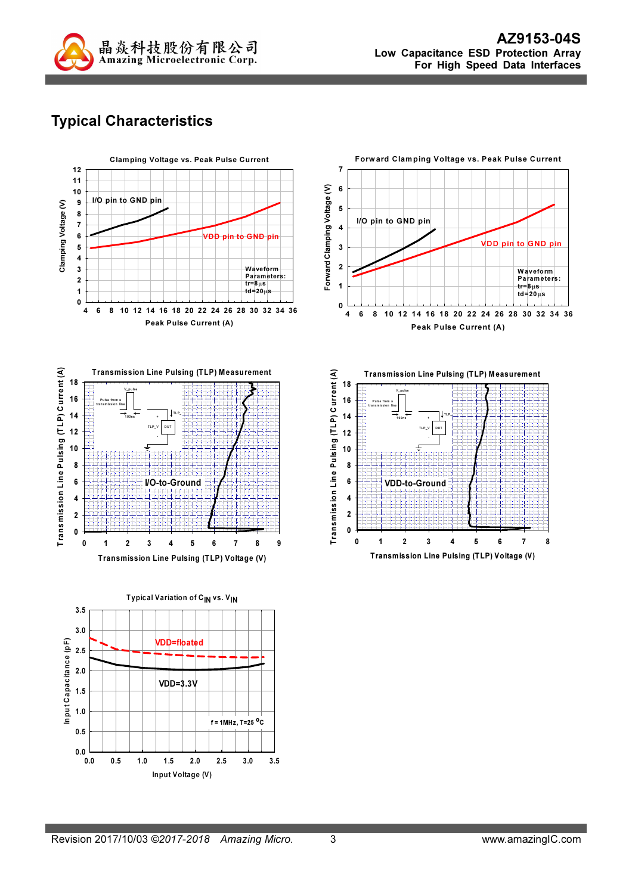## Typical Characteristics

Clamping Voltage vs. Peak Pulse Current

Clamping Voltage (V)

I/O pin to GND pin

VDD pin to GND pin

Waveform Parameters:
tr=8μs
td=20μs

Peak Pulse Current (A)

Forward Clamping Voltage vs. Peak Pulse Current

Forward Clamping Voltage (V)

I/O pin to GND pin

VDD pin to GND pin

Waveform Parameters:
tr=8μs
td=20μs

Peak Pulse Current (A)

Transmission Line Pulsing (TLP) Measurement

Transmission Line Pulsing (TLP) Current (A)

I/O-to-Ground

Transmission Line Pulsing (TLP) Voltage (V)

Transmission Line Pulsing (TLP) Measurement

Transmission Line Pulsing (TLP) Current (A)

VDD-to-Ground

Transmission Line Pulsing (TLP) Voltage (V)

Typical Variation of $C_{IN}$ vs. $V_{IN}$

Input Capacitance (pF)

VDD=floated

VDD=3.3V

f = 1MHz, T=25 °C

Input Voltage (V)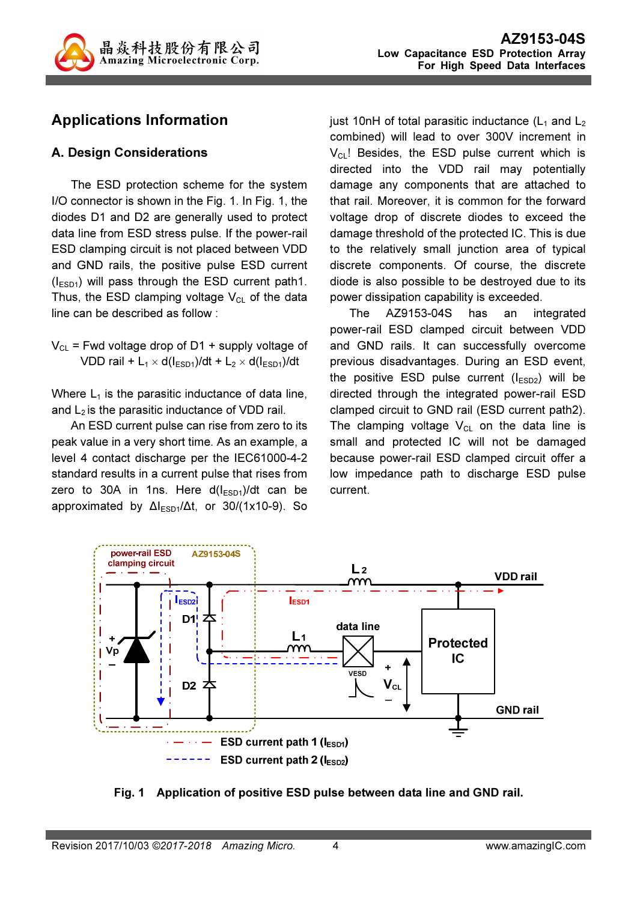## Applications Information

### A. Design Considerations

The ESD protection scheme for the system I/O connector is shown in the Fig. 1. In Fig. 1, the diodes D1 and D2 are generally used to protect data line from ESD stress pulse. If the power-rail ESD clamping circuit is not placed between VDD and GND rails, the positive pulse ESD current ($I_{ESD1}$) will pass through the ESD current path1. Thus, the ESD clamping voltage $V_{CL}$ of the data line can be described as follow :

$$V_{CL} = \text{Fwd voltage drop of D1} + \text{supply voltage of VDD rail} + L_1 \times d(I_{ESD1})/dt + L_2 \times d(I_{ESD1})/dt$$

Where $L_1$ is the parasitic inductance of data line, and $L_2$ is the parasitic inductance of VDD rail.

An ESD current pulse can rise from zero to its peak value in a very short time. As an example, a level 4 contact discharge per the IEC61000-4-2 standard results in a current pulse that rises from zero to 30A in 1ns. Here $d(I_{ESD1})/dt$ can be approximated by $\Delta I_{ESD1}/\Delta t$, or 30/(1x10-9). So just 10nH of total parasitic inductance ($L_1$ and $L_2$ combined) will lead to over 300V increment in $V_{CL}$! Besides, the ESD pulse current which is directed into the VDD rail may potentially damage any components that are attached to that rail. Moreover, it is common for the forward voltage drop of discrete diodes to exceed the damage threshold of the protected IC. This is due to the relatively small junction area of typical discrete components. Of course, the discrete diode is also possible to be destroyed due to its power dissipation capability is exceeded.

The AZ9153-04S has an integrated power-rail ESD clamped circuit between VDD and GND rails. It can successfully overcome previous disadvantages. During an ESD event, the positive ESD pulse current ($I_{ESD2}$) will be directed through the integrated power-rail ESD clamped circuit to GND rail (ESD current path2). The clamping voltage $V_{CL}$ on the data line is small and protected IC will not be damaged because power-rail ESD clamped circuit offer a low impedance path to discharge ESD pulse current.

Fig. 1 Application of positive ESD pulse between data line and GND rail.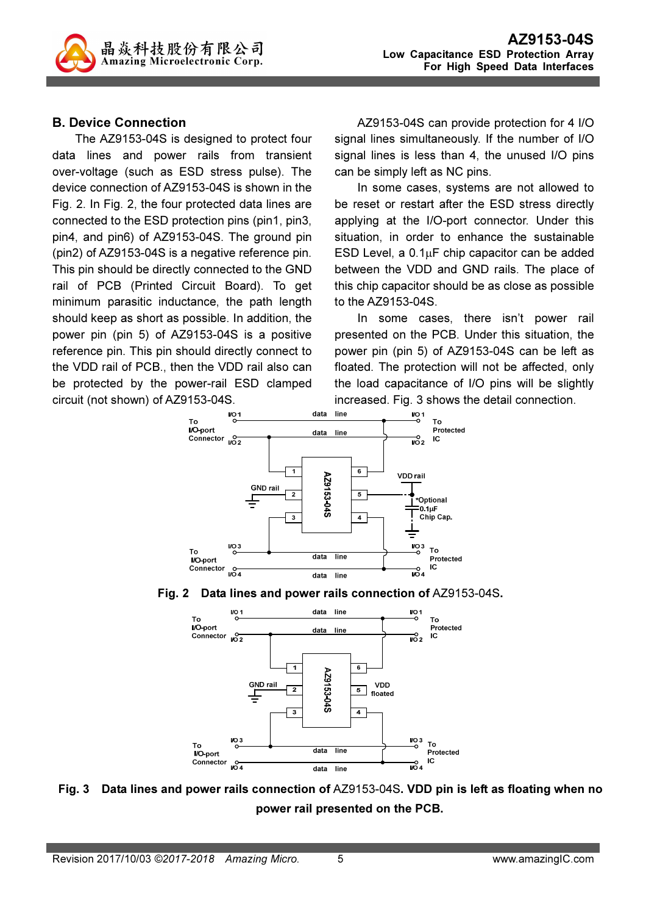## B. Device Connection

The AZ9153-04S is designed to protect four data lines and power rails from transient over-voltage (such as ESD stress pulse). The device connection of AZ9153-04S is shown in the Fig. 2. In Fig. 2, the four protected data lines are connected to the ESD protection pins (pin1, pin3, pin4, and pin6) of AZ9153-04S. The ground pin (pin2) of AZ9153-04S is a negative reference pin. This pin should be directly connected to the GND rail of PCB (Printed Circuit Board). To get minimum parasitic inductance, the path length should keep as short as possible. In addition, the power pin (pin 5) of AZ9153-04S is a positive reference pin. This pin should directly connect to the VDD rail of PCB., then the VDD rail also can be protected by the power-rail ESD clamped circuit (not shown) of AZ9153-04S.

AZ9153-04S can provide protection for 4 I/O signal lines simultaneously. If the number of I/O signal lines is less than 4, the unused I/O pins can be simply left as NC pins.

In some cases, systems are not allowed to be reset or restart after the ESD stress directly applying at the I/O-port connector. Under this situation, in order to enhance the sustainable ESD Level, a 0.1μF chip capacitor can be added between the VDD and GND rails. The place of this chip capacitor should be as close as possible to the AZ9153-04S.

In some cases, there isn't power rail presented on the PCB. Under this situation, the power pin (pin 5) of AZ9153-04S can be left as floated. The protection will not be affected, only the load capacitance of I/O pins will be slightly increased. Fig. 3 shows the detail connection.

**Fig. 2 Data lines and power rails connection of** AZ9153-04S**.**

**Fig. 3 Data lines and power rails connection of** AZ9153-04S**. VDD pin is left as floating when no power rail presented on the PCB.**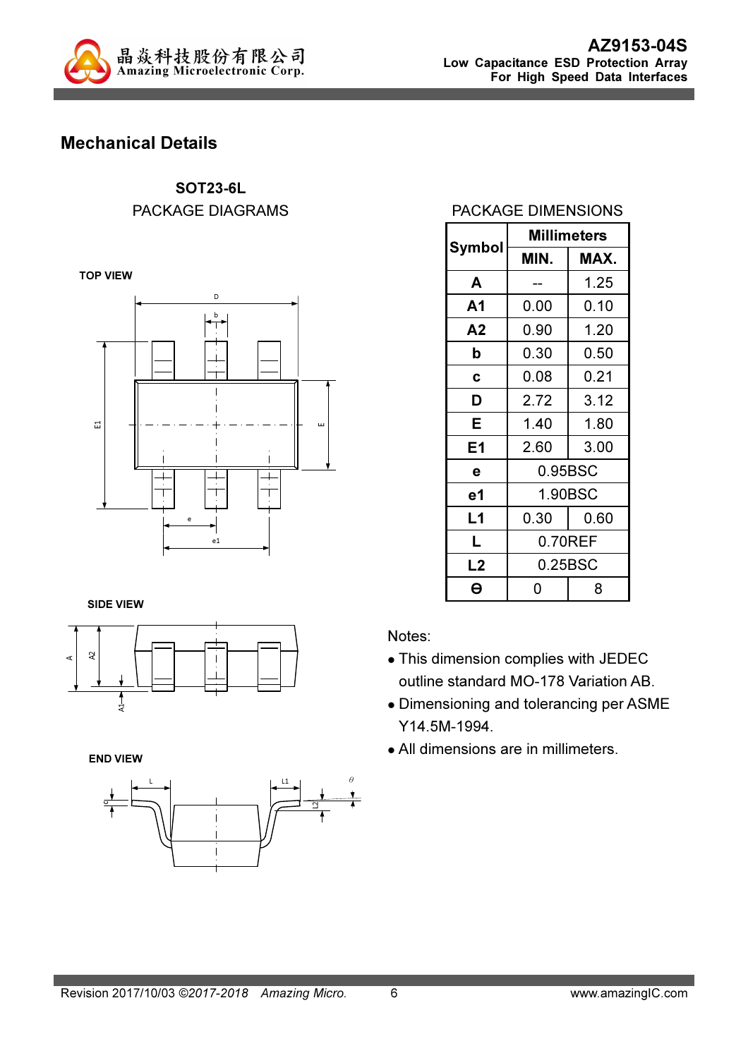## Mechanical Details

**SOT23-6L**

PACKAGE DIAGRAMS

TOP VIEW

SIDE VIEW

END VIEW

PACKAGE DIMENSIONS

| Symbol | Millimeters | |
|---|---|---|
| | MIN. | MAX. |
| A | -- | 1.25 |
| A1 | 0.00 | 0.10 |
| A2 | 0.90 | 1.20 |
| b | 0.30 | 0.50 |
| c | 0.08 | 0.21 |
| D | 2.72 | 3.12 |
| E | 1.40 | 1.80 |
| E1 | 2.60 | 3.00 |
| e | 0.95BSC | |
| e1 | 1.90BSC | |
| L1 | 0.30 | 0.60 |
| L | 0.70REF | |
| L2 | 0.25BSC | |
| θ | 0 | 8 |

Notes:

- This dimension complies with JEDEC outline standard MO-178 Variation AB.
- Dimensioning and tolerancing per ASME Y14.5M-1994.
- All dimensions are in millimeters.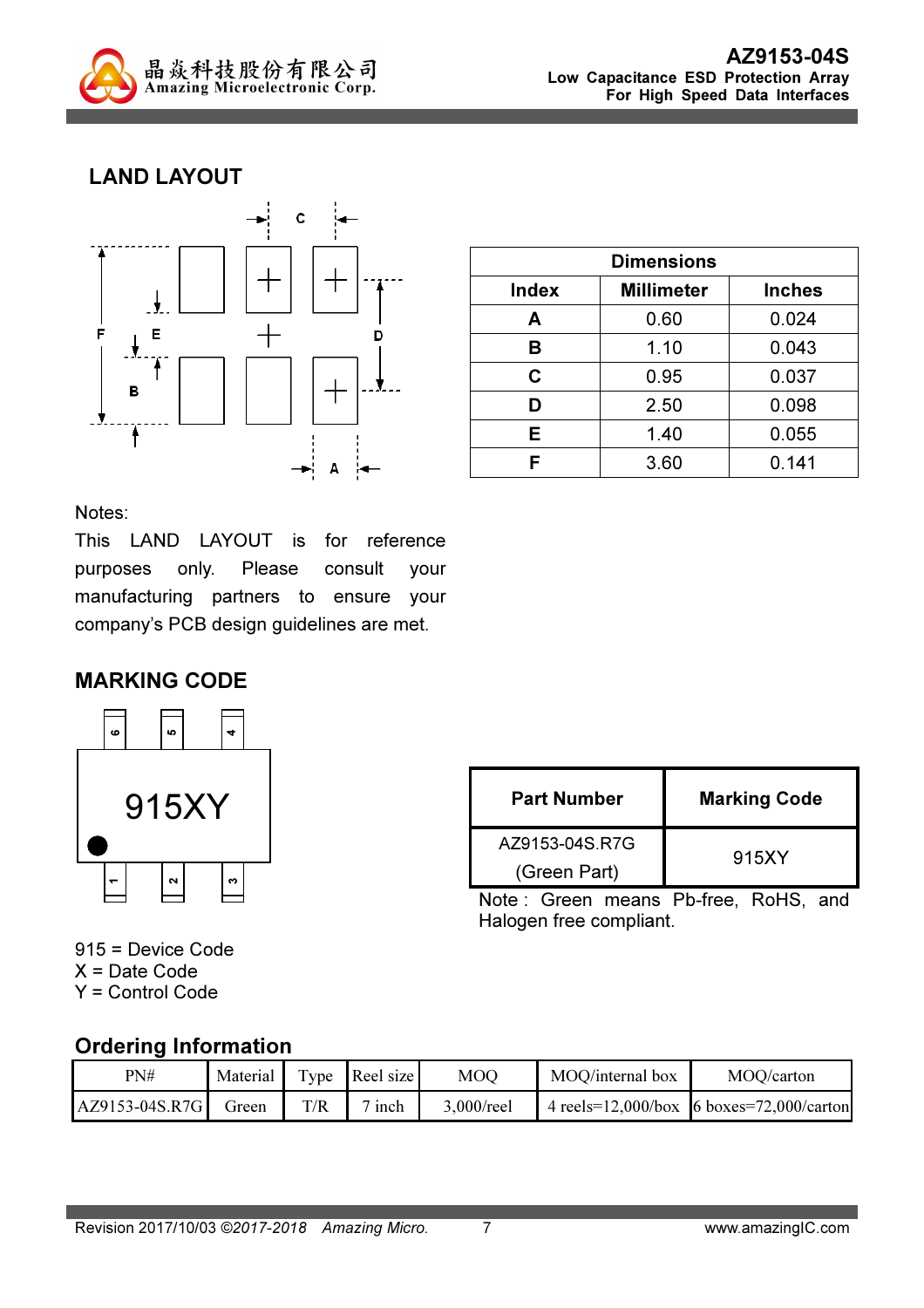## LAND LAYOUT

| Dimensions | | |
|---|---|---|
| **Index** | **Millimeter** | **Inches** |
| **A** | 0.60 | 0.024 |
| **B** | 1.10 | 0.043 |
| **C** | 0.95 | 0.037 |
| **D** | 2.50 | 0.098 |
| **E** | 1.40 | 0.055 |
| **F** | 3.60 | 0.141 |

Notes:
This LAND LAYOUT is for reference purposes only. Please consult your manufacturing partners to ensure your company's PCB design guidelines are met.

## MARKING CODE

| Part Number | Marking Code |
|---|---|
| AZ9153-04S.R7G (Green Part) | 915XY |

Note : Green means Pb-free, RoHS, and Halogen free compliant.

915 = Device Code
X = Date Code
Y = Control Code

## Ordering Information

| PN# | Material | Type | Reel size | MOQ | MOQ/internal box | MOQ/carton |
|---|---|---|---|---|---|---|
| AZ9153-04S.R7G | Green | T/R | 7 inch | 3,000/reel | 4 reels=12,000/box | 6 boxes=72,000/carton |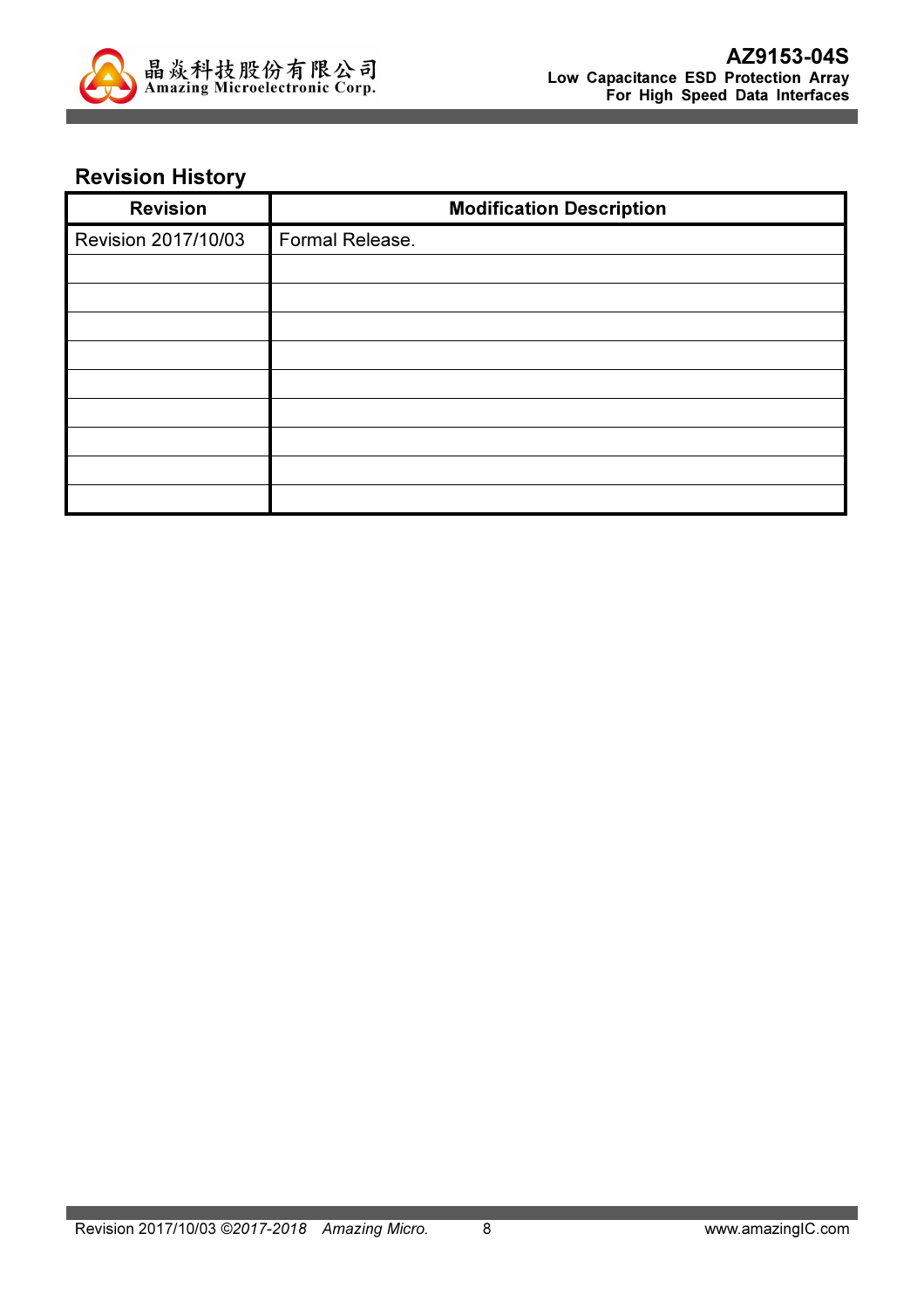## Revision History

| Revision | Modification Description |
|---|---|
| Revision 2017/10/03 | Formal Release. |
| | |
| | |
| | |
| | |
| | |
| | |
| | |
| | |
| | |